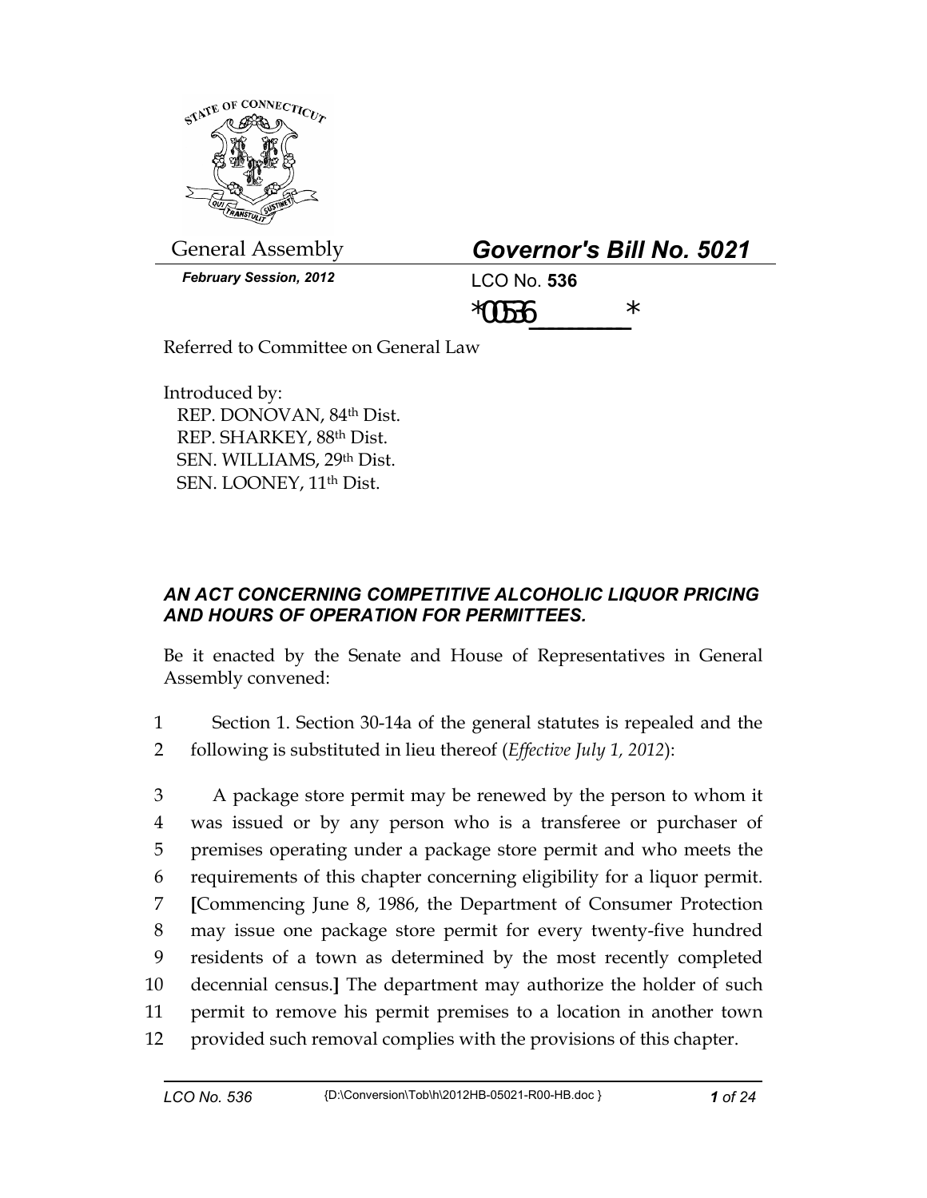General Assembly

***February Session, 2012***

## *Governor's Bill No. 5021*

LCO No. **536**

*00536_______*

Referred to Committee on General Law

Introduced by:
REP. DONOVAN, 84th Dist.
REP. SHARKEY, 88th Dist.
SEN. WILLIAMS, 29th Dist.
SEN. LOONEY, 11th Dist.

### *AN ACT CONCERNING COMPETITIVE ALCOHOLIC LIQUOR PRICING AND HOURS OF OPERATION FOR PERMITTEES.*

Be it enacted by the Senate and House of Representatives in General Assembly convened:

1 Section 1. Section 30-14a of the general statutes is repealed and the
2 following is substituted in lieu thereof (*Effective July 1, 2012*):

3 A package store permit may be renewed by the person to whom it
4 was issued or by any person who is a transferee or purchaser of
5 premises operating under a package store permit and who meets the
6 requirements of this chapter concerning eligibility for a liquor permit.
7 **[**Commencing June 8, 1986, the Department of Consumer Protection
8 may issue one package store permit for every twenty-five hundred
9 residents of a town as determined by the most recently completed
10 decennial census.**]** The department may authorize the holder of such
11 permit to remove his permit premises to a location in another town
12 provided such removal complies with the provisions of this chapter.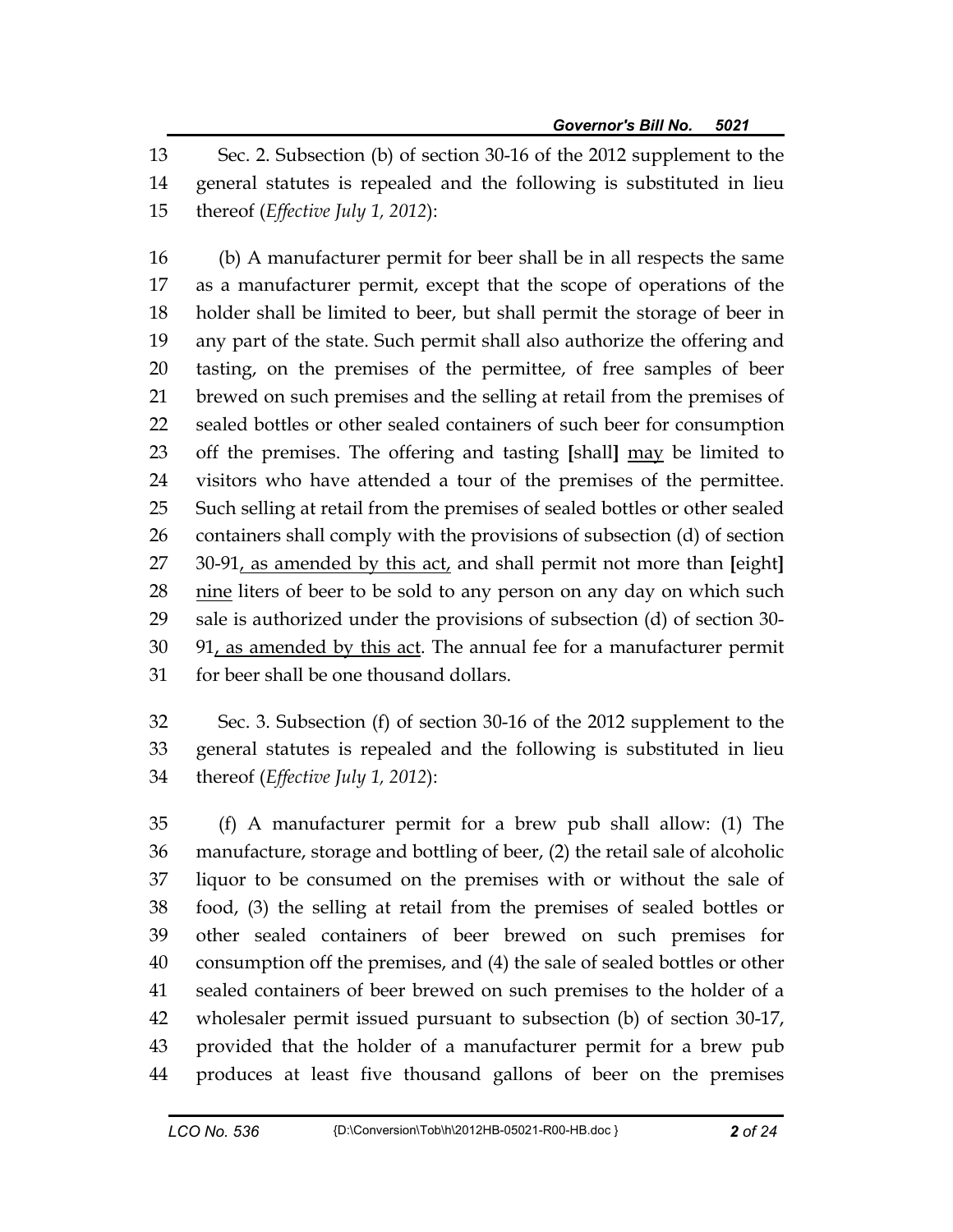Sec. 2. Subsection (b) of section 30-16 of the 2012 supplement to the general statutes is repealed and the following is substituted in lieu thereof (*Effective July 1, 2012*):

(b) A manufacturer permit for beer shall be in all respects the same as a manufacturer permit, except that the scope of operations of the holder shall be limited to beer, but shall permit the storage of beer in any part of the state. Such permit shall also authorize the offering and tasting, on the premises of the permittee, of free samples of beer brewed on such premises and the selling at retail from the premises of sealed bottles or other sealed containers of such beer for consumption off the premises. The offering and tasting [shall] <u>may</u> be limited to visitors who have attended a tour of the premises of the permittee. Such selling at retail from the premises of sealed bottles or other sealed containers shall comply with the provisions of subsection (d) of section 30-91<u>, as amended by this act,</u> and shall permit not more than [eight] <u>nine</u> liters of beer to be sold to any person on any day on which such sale is authorized under the provisions of subsection (d) of section 30-91<u>, as amended by this act</u>. The annual fee for a manufacturer permit for beer shall be one thousand dollars.

Sec. 3. Subsection (f) of section 30-16 of the 2012 supplement to the general statutes is repealed and the following is substituted in lieu thereof (*Effective July 1, 2012*):

(f) A manufacturer permit for a brew pub shall allow: (1) The manufacture, storage and bottling of beer, (2) the retail sale of alcoholic liquor to be consumed on the premises with or without the sale of food, (3) the selling at retail from the premises of sealed bottles or other sealed containers of beer brewed on such premises for consumption off the premises, and (4) the sale of sealed bottles or other sealed containers of beer brewed on such premises to the holder of a wholesaler permit issued pursuant to subsection (b) of section 30-17, provided that the holder of a manufacturer permit for a brew pub produces at least five thousand gallons of beer on the premises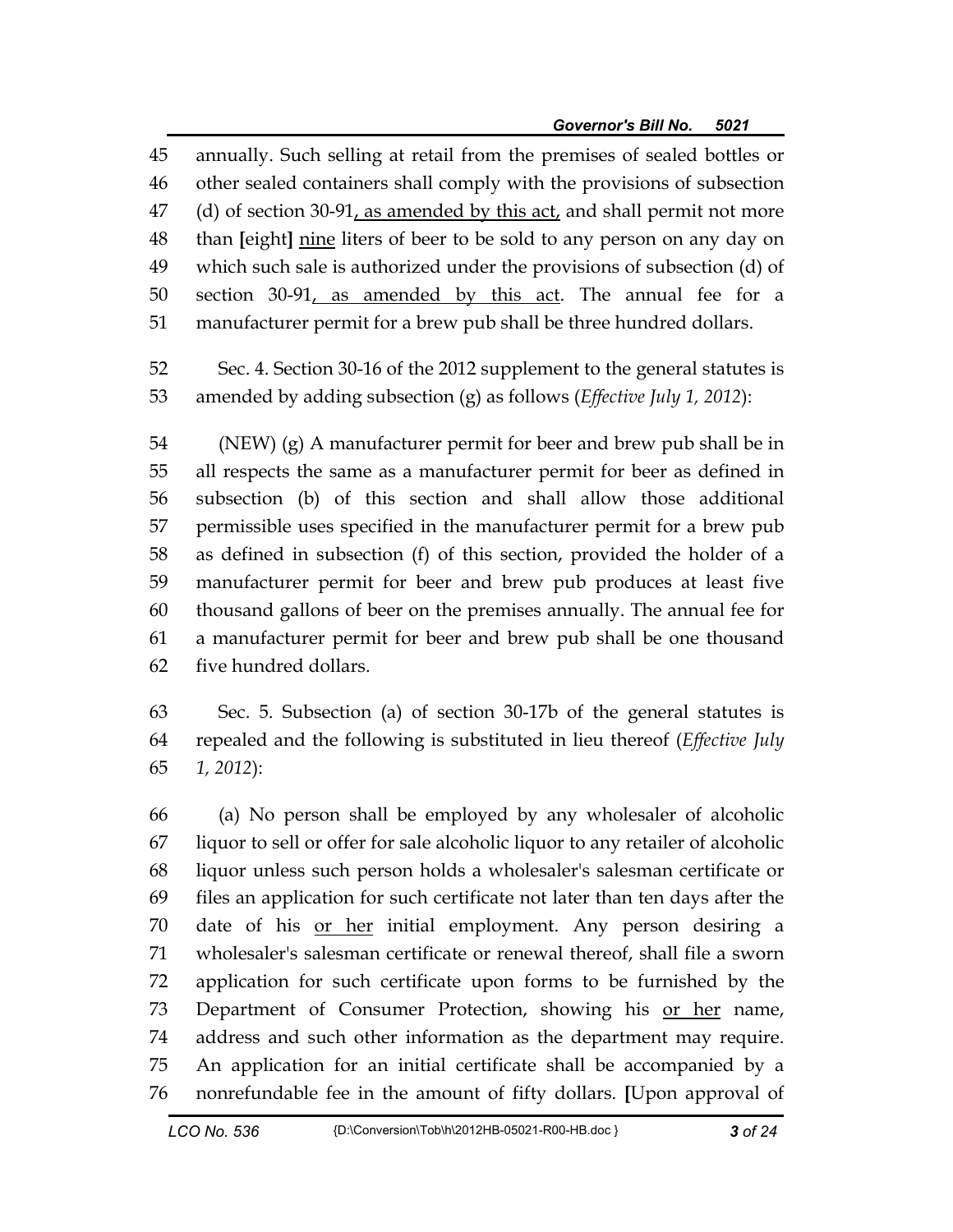annually. Such selling at retail from the premises of sealed bottles or other sealed containers shall comply with the provisions of subsection (d) of section 30-91, as amended by this act, and shall permit not more than [eight] nine liters of beer to be sold to any person on any day on which such sale is authorized under the provisions of subsection (d) of section 30-91, as amended by this act. The annual fee for a manufacturer permit for a brew pub shall be three hundred dollars.

Sec. 4. Section 30-16 of the 2012 supplement to the general statutes is amended by adding subsection (g) as follows (*Effective July 1, 2012*):

(NEW) (g) A manufacturer permit for beer and brew pub shall be in all respects the same as a manufacturer permit for beer as defined in subsection (b) of this section and shall allow those additional permissible uses specified in the manufacturer permit for a brew pub as defined in subsection (f) of this section, provided the holder of a manufacturer permit for beer and brew pub produces at least five thousand gallons of beer on the premises annually. The annual fee for a manufacturer permit for beer and brew pub shall be one thousand five hundred dollars.

Sec. 5. Subsection (a) of section 30-17b of the general statutes is repealed and the following is substituted in lieu thereof (*Effective July 1, 2012*):

(a) No person shall be employed by any wholesaler of alcoholic liquor to sell or offer for sale alcoholic liquor to any retailer of alcoholic liquor unless such person holds a wholesaler's salesman certificate or files an application for such certificate not later than ten days after the date of his or her initial employment. Any person desiring a wholesaler's salesman certificate or renewal thereof, shall file a sworn application for such certificate upon forms to be furnished by the Department of Consumer Protection, showing his or her name, address and such other information as the department may require. An application for an initial certificate shall be accompanied by a nonrefundable fee in the amount of fifty dollars. [Upon approval of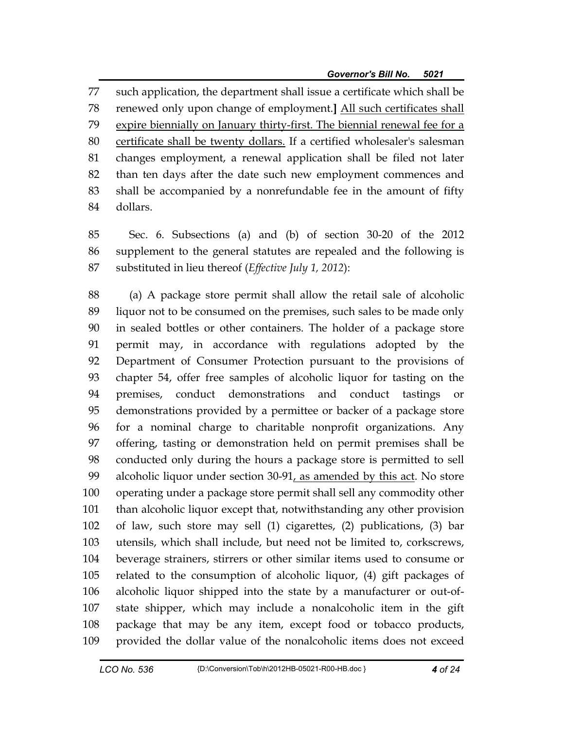77 such application, the department shall issue a certificate which shall be
78 renewed only upon change of employment.] <u>All such certificates shall</u>
79 <u>expire biennially on January thirty-first. The biennial renewal fee for a</u>
80 <u>certificate shall be twenty dollars.</u> If a certified wholesaler's salesman
81 changes employment, a renewal application shall be filed not later
82 than ten days after the date such new employment commences and
83 shall be accompanied by a nonrefundable fee in the amount of fifty
84 dollars.

85 Sec. 6. Subsections (a) and (b) of section 30-20 of the 2012
86 supplement to the general statutes are repealed and the following is
87 substituted in lieu thereof (*Effective July 1, 2012*):

88 (a) A package store permit shall allow the retail sale of alcoholic
89 liquor not to be consumed on the premises, such sales to be made only
90 in sealed bottles or other containers. The holder of a package store
91 permit may, in accordance with regulations adopted by the
92 Department of Consumer Protection pursuant to the provisions of
93 chapter 54, offer free samples of alcoholic liquor for tasting on the
94 premises, conduct demonstrations and conduct tastings or
95 demonstrations provided by a permittee or backer of a package store
96 for a nominal charge to charitable nonprofit organizations. Any
97 offering, tasting or demonstration held on permit premises shall be
98 conducted only during the hours a package store is permitted to sell
99 alcoholic liquor under section 30-91<u>, as amended by this act</u>. No store
100 operating under a package store permit shall sell any commodity other
101 than alcoholic liquor except that, notwithstanding any other provision
102 of law, such store may sell (1) cigarettes, (2) publications, (3) bar
103 utensils, which shall include, but need not be limited to, corkscrews,
104 beverage strainers, stirrers or other similar items used to consume or
105 related to the consumption of alcoholic liquor, (4) gift packages of
106 alcoholic liquor shipped into the state by a manufacturer or out-of-
107 state shipper, which may include a nonalcoholic item in the gift
108 package that may be any item, except food or tobacco products,
109 provided the dollar value of the nonalcoholic items does not exceed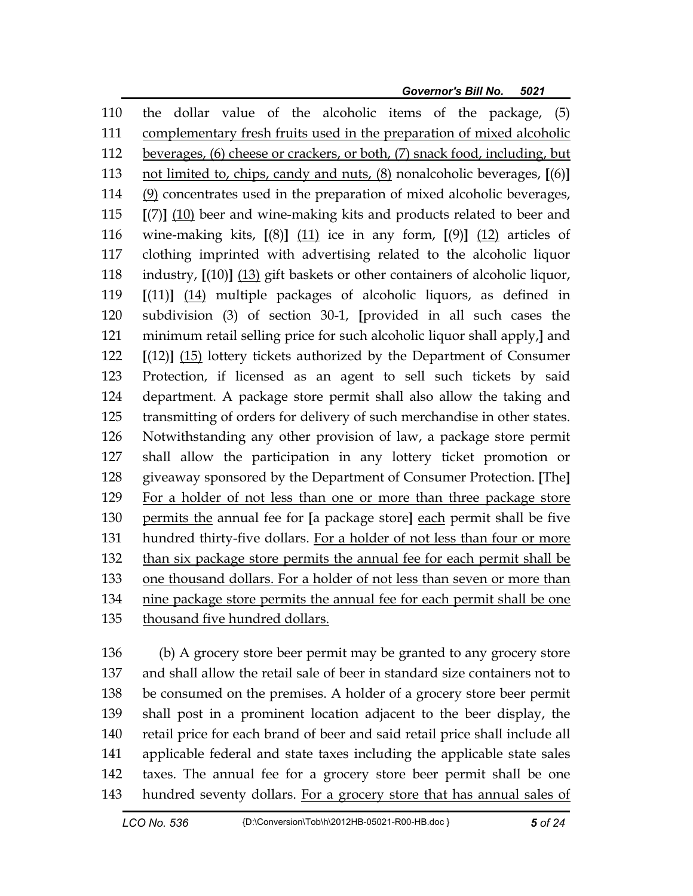110 the dollar value of the alcoholic items of the package, (5)
111 <u>complementary fresh fruits used in the preparation of mixed alcoholic</u>
112 <u>beverages, (6) cheese or crackers, or both, (7) snack food, including, but</u>
113 <u>not limited to, chips, candy and nuts, (8)</u> nonalcoholic beverages, **[**(6)**]**
114 <u>(9)</u> concentrates used in the preparation of mixed alcoholic beverages,
115 **[**(7)**]** <u>(10)</u> beer and wine-making kits and products related to beer and
116 wine-making kits, **[**(8)**]** <u>(11)</u> ice in any form, **[**(9)**]** <u>(12)</u> articles of
117 clothing imprinted with advertising related to the alcoholic liquor
118 industry, **[**(10)**]** <u>(13)</u> gift baskets or other containers of alcoholic liquor,
119 **[**(11)**]** <u>(14)</u> multiple packages of alcoholic liquors, as defined in
120 subdivision (3) of section 30-1, **[**provided in all such cases the
121 minimum retail selling price for such alcoholic liquor shall apply,**]** and
122 **[**(12)**]** <u>(15)</u> lottery tickets authorized by the Department of Consumer
123 Protection, if licensed as an agent to sell such tickets by said
124 department. A package store permit shall also allow the taking and
125 transmitting of orders for delivery of such merchandise in other states.
126 Notwithstanding any other provision of law, a package store permit
127 shall allow the participation in any lottery ticket promotion or
128 giveaway sponsored by the Department of Consumer Protection. **[**The**]**
129 <u>For a holder of not less than one or more than three package store</u>
130 <u>permits the</u> annual fee for **[**a package store**]** <u>each</u> permit shall be five
131 hundred thirty-five dollars. <u>For a holder of not less than four or more</u>
132 <u>than six package store permits the annual fee for each permit shall be</u>
133 <u>one thousand dollars. For a holder of not less than seven or more than</u>
134 <u>nine package store permits the annual fee for each permit shall be one</u>
135 <u>thousand five hundred dollars.</u>

136 (b) A grocery store beer permit may be granted to any grocery store
137 and shall allow the retail sale of beer in standard size containers not to
138 be consumed on the premises. A holder of a grocery store beer permit
139 shall post in a prominent location adjacent to the beer display, the
140 retail price for each brand of beer and said retail price shall include all
141 applicable federal and state taxes including the applicable state sales
142 taxes. The annual fee for a grocery store beer permit shall be one
143 hundred seventy dollars. <u>For a grocery store that has annual sales of</u>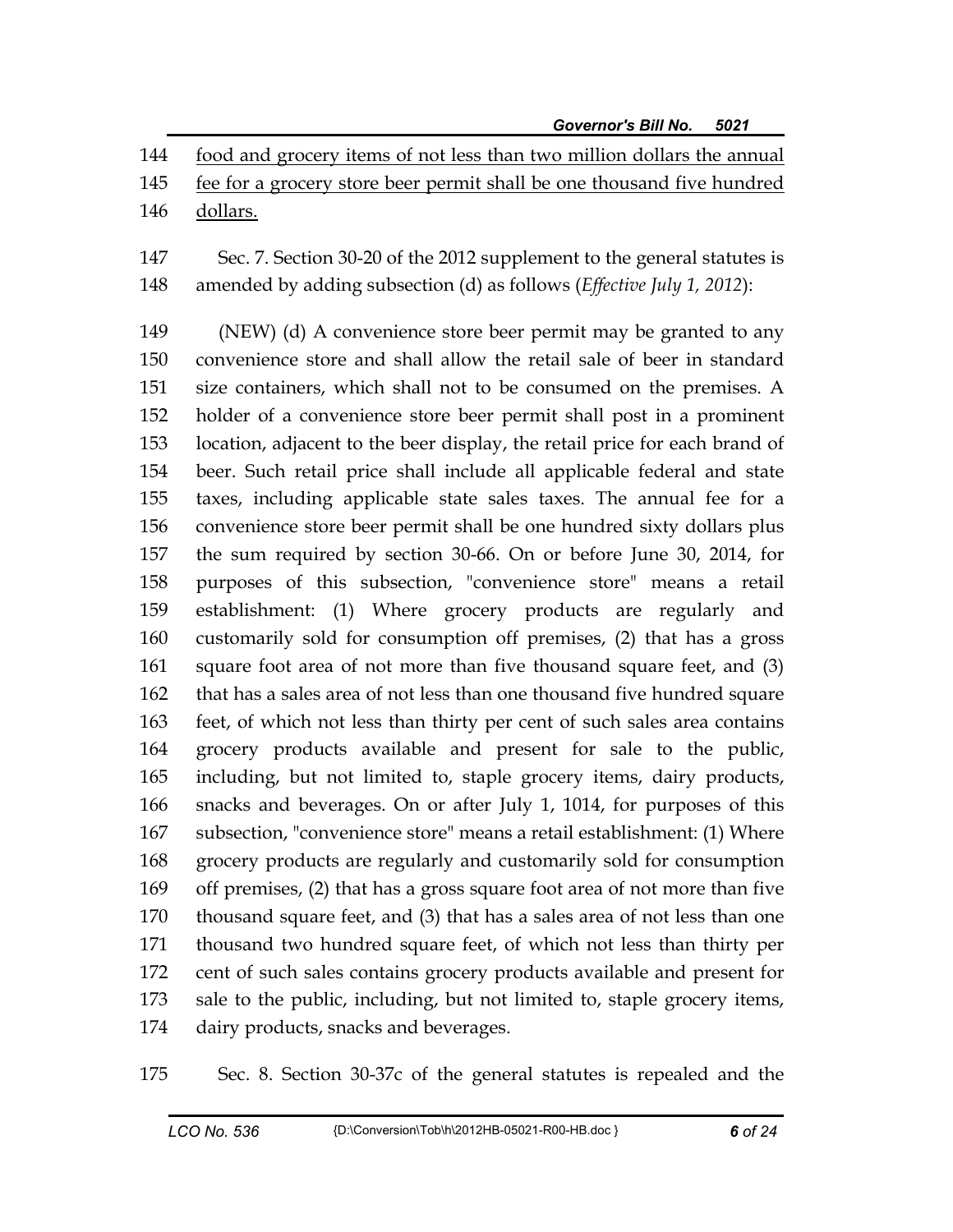144 food and grocery items of not less than two million dollars the annual
145 fee for a grocery store beer permit shall be one thousand five hundred
146 dollars.

147 Sec. 7. Section 30-20 of the 2012 supplement to the general statutes is
148 amended by adding subsection (d) as follows (*Effective July 1, 2012*):

149 (NEW) (d) A convenience store beer permit may be granted to any
150 convenience store and shall allow the retail sale of beer in standard
151 size containers, which shall not to be consumed on the premises. A
152 holder of a convenience store beer permit shall post in a prominent
153 location, adjacent to the beer display, the retail price for each brand of
154 beer. Such retail price shall include all applicable federal and state
155 taxes, including applicable state sales taxes. The annual fee for a
156 convenience store beer permit shall be one hundred sixty dollars plus
157 the sum required by section 30-66. On or before June 30, 2014, for
158 purposes of this subsection, "convenience store" means a retail
159 establishment: (1) Where grocery products are regularly and
160 customarily sold for consumption off premises, (2) that has a gross
161 square foot area of not more than five thousand square feet, and (3)
162 that has a sales area of not less than one thousand five hundred square
163 feet, of which not less than thirty per cent of such sales area contains
164 grocery products available and present for sale to the public,
165 including, but not limited to, staple grocery items, dairy products,
166 snacks and beverages. On or after July 1, 1014, for purposes of this
167 subsection, "convenience store" means a retail establishment: (1) Where
168 grocery products are regularly and customarily sold for consumption
169 off premises, (2) that has a gross square foot area of not more than five
170 thousand square feet, and (3) that has a sales area of not less than one
171 thousand two hundred square feet, of which not less than thirty per
172 cent of such sales contains grocery products available and present for
173 sale to the public, including, but not limited to, staple grocery items,
174 dairy products, snacks and beverages.

175 Sec. 8. Section 30-37c of the general statutes is repealed and the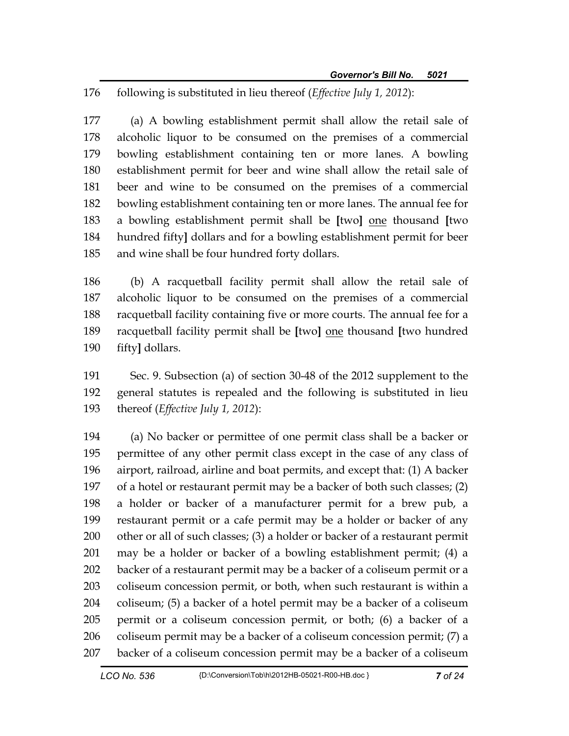following is substituted in lieu thereof (*Effective July 1, 2012*):

(a) A bowling establishment permit shall allow the retail sale of alcoholic liquor to be consumed on the premises of a commercial bowling establishment containing ten or more lanes. A bowling establishment permit for beer and wine shall allow the retail sale of beer and wine to be consumed on the premises of a commercial bowling establishment containing ten or more lanes. The annual fee for a bowling establishment permit shall be **[**two**]** <u>one</u> thousand **[**two hundred fifty**]** dollars and for a bowling establishment permit for beer and wine shall be four hundred forty dollars.

(b) A racquetball facility permit shall allow the retail sale of alcoholic liquor to be consumed on the premises of a commercial racquetball facility containing five or more courts. The annual fee for a racquetball facility permit shall be **[**two**]** <u>one</u> thousand **[**two hundred fifty**]** dollars.

Sec. 9. Subsection (a) of section 30-48 of the 2012 supplement to the general statutes is repealed and the following is substituted in lieu thereof (*Effective July 1, 2012*):

(a) No backer or permittee of one permit class shall be a backer or permittee of any other permit class except in the case of any class of airport, railroad, airline and boat permits, and except that: (1) A backer of a hotel or restaurant permit may be a backer of both such classes; (2) a holder or backer of a manufacturer permit for a brew pub, a restaurant permit or a cafe permit may be a holder or backer of any other or all of such classes; (3) a holder or backer of a restaurant permit may be a holder or backer of a bowling establishment permit; (4) a backer of a restaurant permit may be a backer of a coliseum permit or a coliseum concession permit, or both, when such restaurant is within a coliseum; (5) a backer of a hotel permit may be a backer of a coliseum permit or a coliseum concession permit, or both; (6) a backer of a coliseum permit may be a backer of a coliseum concession permit; (7) a backer of a coliseum concession permit may be a backer of a coliseum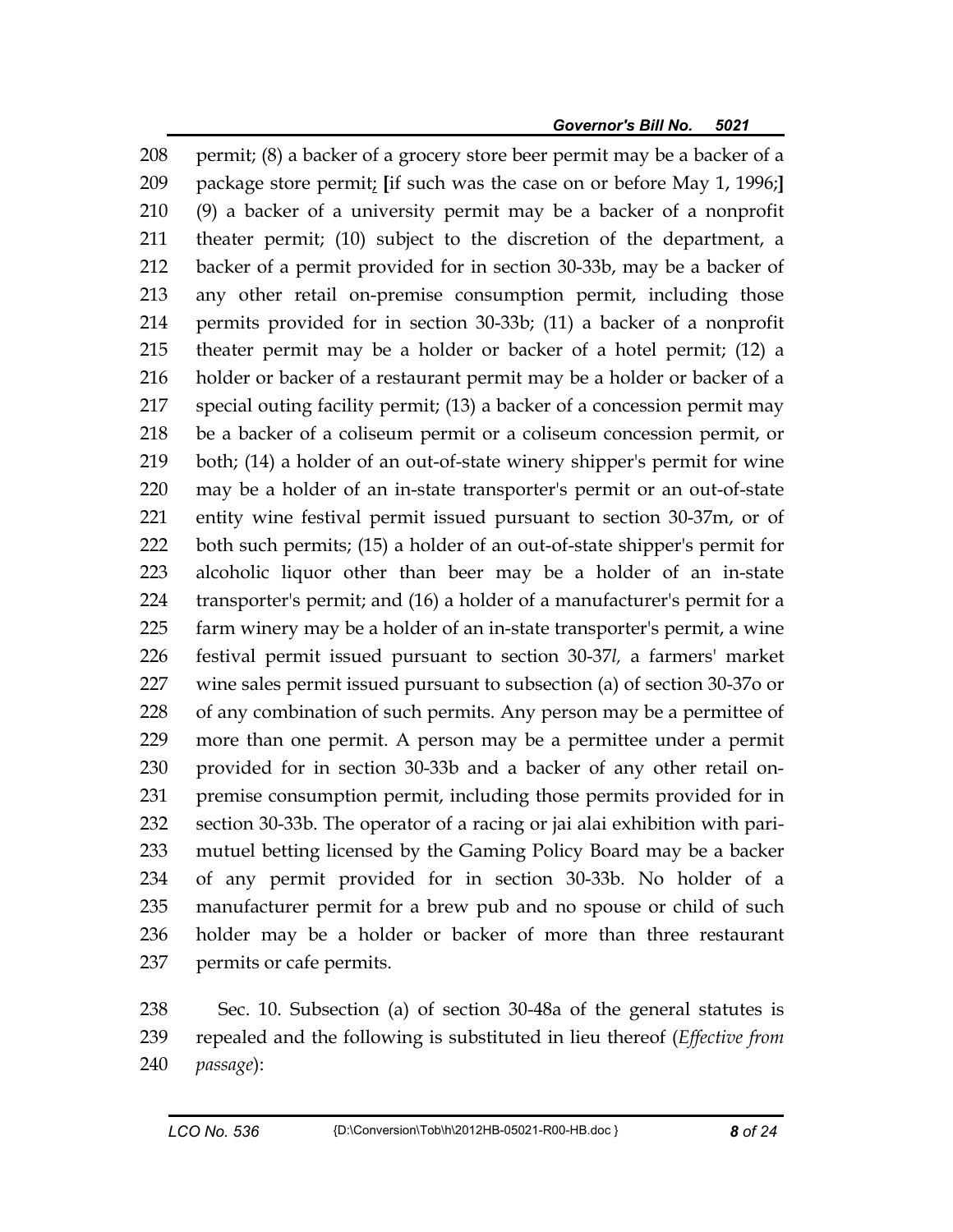permit; (8) a backer of a grocery store beer permit may be a backer of a package store permit; [if such was the case on or before May 1, 1996;] (9) a backer of a university permit may be a backer of a nonprofit theater permit; (10) subject to the discretion of the department, a backer of a permit provided for in section 30-33b, may be a backer of any other retail on-premise consumption permit, including those permits provided for in section 30-33b; (11) a backer of a nonprofit theater permit may be a holder or backer of a hotel permit; (12) a holder or backer of a restaurant permit may be a holder or backer of a special outing facility permit; (13) a backer of a concession permit may be a backer of a coliseum permit or a coliseum concession permit, or both; (14) a holder of an out-of-state winery shipper's permit for wine may be a holder of an in-state transporter's permit or an out-of-state entity wine festival permit issued pursuant to section 30-37m, or of both such permits; (15) a holder of an out-of-state shipper's permit for alcoholic liquor other than beer may be a holder of an in-state transporter's permit; and (16) a holder of a manufacturer's permit for a farm winery may be a holder of an in-state transporter's permit, a wine festival permit issued pursuant to section 30-37*l*, a farmers' market wine sales permit issued pursuant to subsection (a) of section 30-37o or of any combination of such permits. Any person may be a permittee of more than one permit. A person may be a permittee under a permit provided for in section 30-33b and a backer of any other retail on-premise consumption permit, including those permits provided for in section 30-33b. The operator of a racing or jai alai exhibition with pari-mutuel betting licensed by the Gaming Policy Board may be a backer of any permit provided for in section 30-33b. No holder of a manufacturer permit for a brew pub and no spouse or child of such holder may be a holder or backer of more than three restaurant permits or cafe permits.

Sec. 10. Subsection (a) of section 30-48a of the general statutes is repealed and the following is substituted in lieu thereof (*Effective from passage*):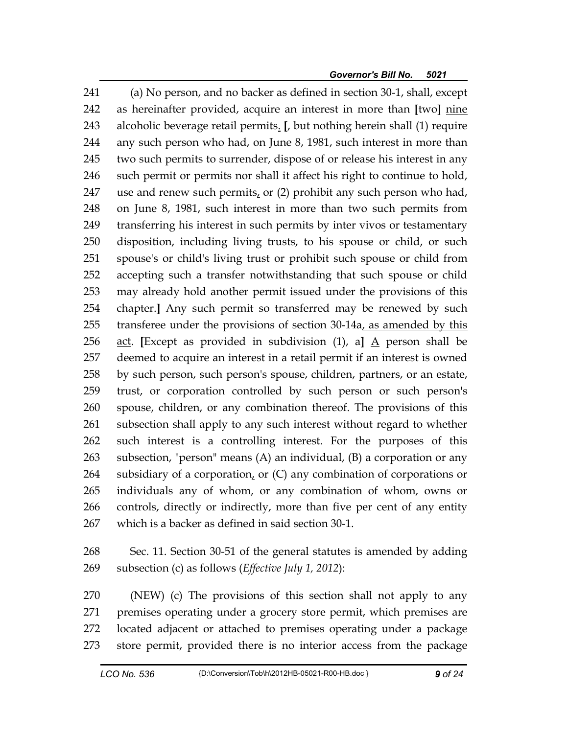(a) No person, and no backer as defined in section 30-1, shall, except as hereinafter provided, acquire an interest in more than [two] <u>nine</u> alcoholic beverage retail permits<u>.</u> [, but nothing herein shall (1) require any such person who had, on June 8, 1981, such interest in more than two such permits to surrender, dispose of or release his interest in any such permit or permits nor shall it affect his right to continue to hold, use and renew such permits<u>,</u> or (2) prohibit any such person who had, on June 8, 1981, such interest in more than two such permits from transferring his interest in such permits by inter vivos or testamentary disposition, including living trusts, to his spouse or child, or such spouse's or child's living trust or prohibit such spouse or child from accepting such a transfer notwithstanding that such spouse or child may already hold another permit issued under the provisions of this chapter.] Any such permit so transferred may be renewed by such transferee under the provisions of section 30-14a<u>, as amended by this act</u>. [Except as provided in subdivision (1), a] <u>A</u> person shall be deemed to acquire an interest in a retail permit if an interest is owned by such person, such person's spouse, children, partners, or an estate, trust, or corporation controlled by such person or such person's spouse, children, or any combination thereof. The provisions of this subsection shall apply to any such interest without regard to whether such interest is a controlling interest. For the purposes of this subsection, "person" means (A) an individual, (B) a corporation or any subsidiary of a corporation<u>,</u> or (C) any combination of corporations or individuals any of whom, or any combination of whom, owns or controls, directly or indirectly, more than five per cent of any entity which is a backer as defined in said section 30-1.

Sec. 11. Section 30-51 of the general statutes is amended by adding subsection (c) as follows (*Effective July 1, 2012*):

(NEW) (c) The provisions of this section shall not apply to any premises operating under a grocery store permit, which premises are located adjacent or attached to premises operating under a package store permit, provided there is no interior access from the package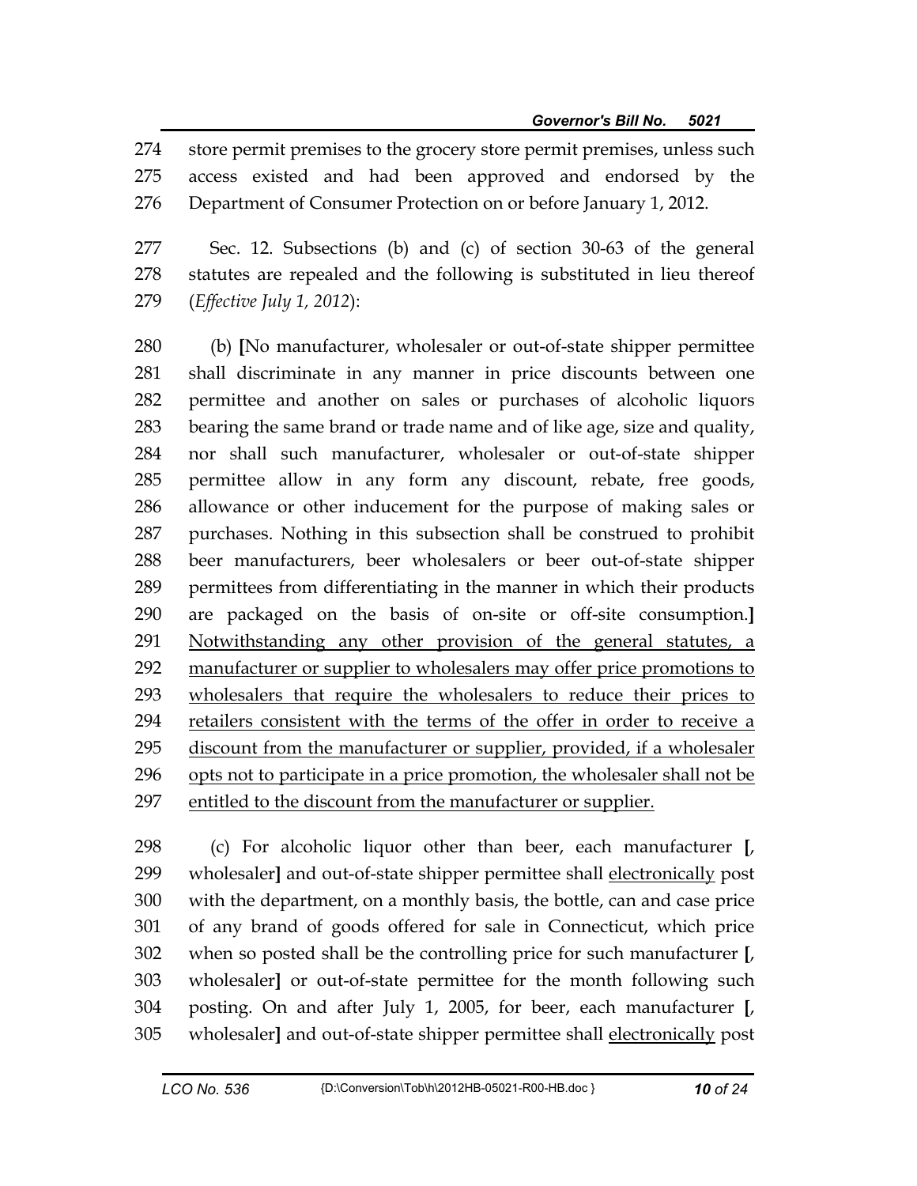store permit premises to the grocery store permit premises, unless such access existed and had been approved and endorsed by the Department of Consumer Protection on or before January 1, 2012.

Sec. 12. Subsections (b) and (c) of section 30-63 of the general statutes are repealed and the following is substituted in lieu thereof (*Effective July 1, 2012*):

(b) **[**No manufacturer, wholesaler or out-of-state shipper permittee shall discriminate in any manner in price discounts between one permittee and another on sales or purchases of alcoholic liquors bearing the same brand or trade name and of like age, size and quality, nor shall such manufacturer, wholesaler or out-of-state shipper permittee allow in any form any discount, rebate, free goods, allowance or other inducement for the purpose of making sales or purchases. Nothing in this subsection shall be construed to prohibit beer manufacturers, beer wholesalers or beer out-of-state shipper permittees from differentiating in the manner in which their products are packaged on the basis of on-site or off-site consumption.**]** <u>Notwithstanding any other provision of the general statutes, a manufacturer or supplier to wholesalers may offer price promotions to wholesalers that require the wholesalers to reduce their prices to retailers consistent with the terms of the offer in order to receive a discount from the manufacturer or supplier, provided, if a wholesaler opts not to participate in a price promotion, the wholesaler shall not be entitled to the discount from the manufacturer or supplier.</u>

(c) For alcoholic liquor other than beer, each manufacturer **[**, wholesaler**]** and out-of-state shipper permittee shall <u>electronically</u> post with the department, on a monthly basis, the bottle, can and case price of any brand of goods offered for sale in Connecticut, which price when so posted shall be the controlling price for such manufacturer **[**, wholesaler**]** or out-of-state permittee for the month following such posting. On and after July 1, 2005, for beer, each manufacturer **[**, wholesaler**]** and out-of-state shipper permittee shall <u>electronically</u> post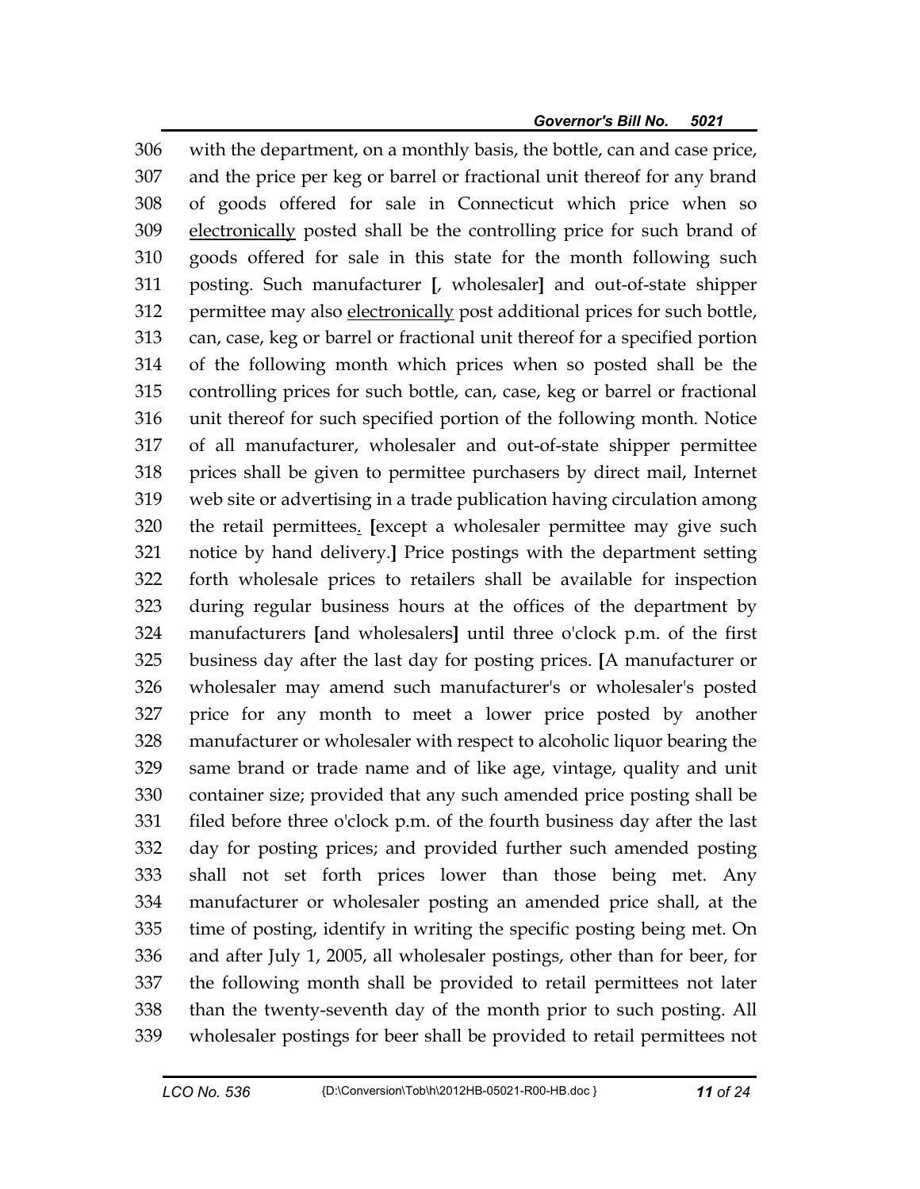306 with the department, on a monthly basis, the bottle, can and case price,
307 and the price per keg or barrel or fractional unit thereof for any brand
308 of goods offered for sale in Connecticut which price when so
309 <u>electronically</u> posted shall be the controlling price for such brand of
310 goods offered for sale in this state for the month following such
311 posting. Such manufacturer **[**, wholesaler**]** and out-of-state shipper
312 permittee may also <u>electronically</u> post additional prices for such bottle,
313 can, case, keg or barrel or fractional unit thereof for a specified portion
314 of the following month which prices when so posted shall be the
315 controlling prices for such bottle, can, case, keg or barrel or fractional
316 unit thereof for such specified portion of the following month. Notice
317 of all manufacturer, wholesaler and out-of-state shipper permittee
318 prices shall be given to permittee purchasers by direct mail, Internet
319 web site or advertising in a trade publication having circulation among
320 the retail permittees<u>.</u> **[**except a wholesaler permittee may give such
321 notice by hand delivery.**]** Price postings with the department setting
322 forth wholesale prices to retailers shall be available for inspection
323 during regular business hours at the offices of the department by
324 manufacturers **[**and wholesalers**]** until three o'clock p.m. of the first
325 business day after the last day for posting prices. **[**A manufacturer or
326 wholesaler may amend such manufacturer's or wholesaler's posted
327 price for any month to meet a lower price posted by another
328 manufacturer or wholesaler with respect to alcoholic liquor bearing the
329 same brand or trade name and of like age, vintage, quality and unit
330 container size; provided that any such amended price posting shall be
331 filed before three o'clock p.m. of the fourth business day after the last
332 day for posting prices; and provided further such amended posting
333 shall not set forth prices lower than those being met. Any
334 manufacturer or wholesaler posting an amended price shall, at the
335 time of posting, identify in writing the specific posting being met. On
336 and after July 1, 2005, all wholesaler postings, other than for beer, for
337 the following month shall be provided to retail permittees not later
338 than the twenty-seventh day of the month prior to such posting. All
339 wholesaler postings for beer shall be provided to retail permittees not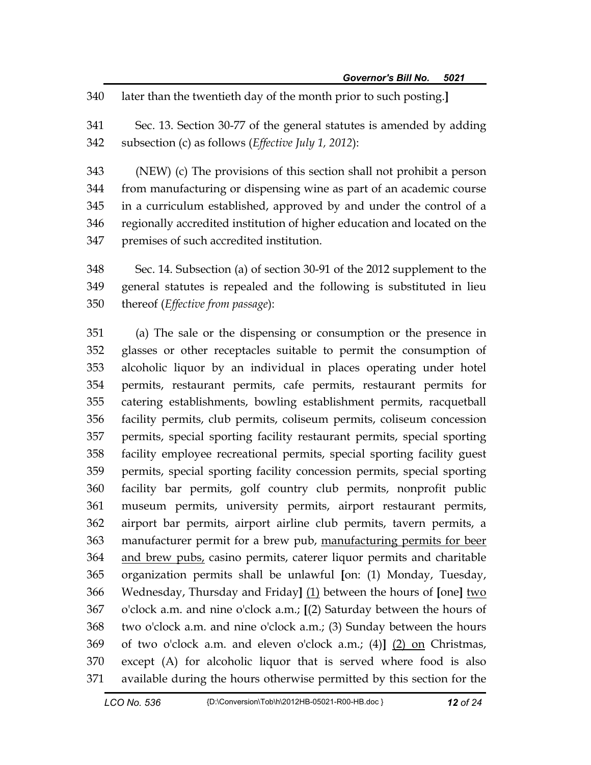later than the twentieth day of the month prior to such posting.]

Sec. 13. Section 30-77 of the general statutes is amended by adding subsection (c) as follows (*Effective July 1, 2012*):

(NEW) (c) The provisions of this section shall not prohibit a person from manufacturing or dispensing wine as part of an academic course in a curriculum established, approved by and under the control of a regionally accredited institution of higher education and located on the premises of such accredited institution.

Sec. 14. Subsection (a) of section 30-91 of the 2012 supplement to the general statutes is repealed and the following is substituted in lieu thereof (*Effective from passage*):

(a) The sale or the dispensing or consumption or the presence in glasses or other receptacles suitable to permit the consumption of alcoholic liquor by an individual in places operating under hotel permits, restaurant permits, cafe permits, restaurant permits for catering establishments, bowling establishment permits, racquetball facility permits, club permits, coliseum permits, coliseum concession permits, special sporting facility restaurant permits, special sporting facility employee recreational permits, special sporting facility guest permits, special sporting facility concession permits, special sporting facility bar permits, golf country club permits, nonprofit public museum permits, university permits, airport restaurant permits, airport bar permits, airport airline club permits, tavern permits, a manufacturer permit for a brew pub, <u>manufacturing permits for beer and brew pubs,</u> casino permits, caterer liquor permits and charitable organization permits shall be unlawful **[**on: (1) Monday, Tuesday, Wednesday, Thursday and Friday**]** <u>(1)</u> between the hours of **[**one**]** <u>two</u> o'clock a.m. and nine o'clock a.m.; **[**(2) Saturday between the hours of two o'clock a.m. and nine o'clock a.m.; (3) Sunday between the hours of two o'clock a.m. and eleven o'clock a.m.; (4)**]** <u>(2) on</u> Christmas, except (A) for alcoholic liquor that is served where food is also available during the hours otherwise permitted by this section for the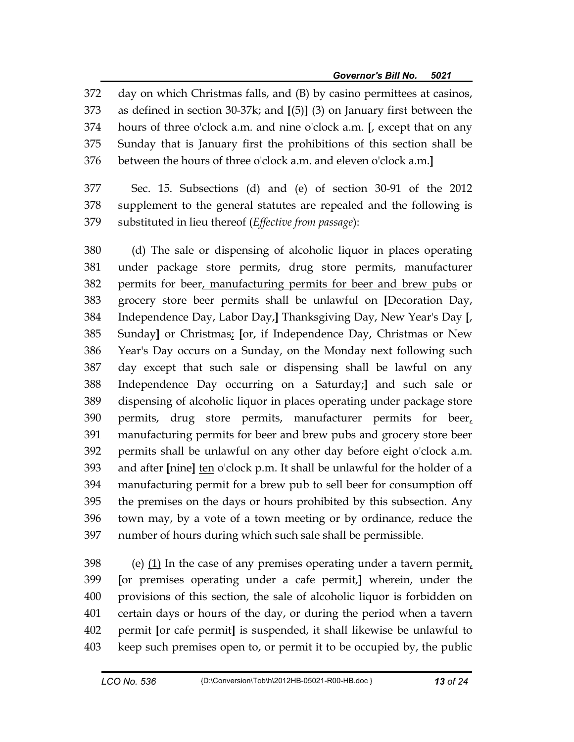day on which Christmas falls, and (B) by casino permittees at casinos, as defined in section 30-37k; and **[**(5)**]** <u>(3) on</u> January first between the hours of three o'clock a.m. and nine o'clock a.m. **[**, except that on any Sunday that is January first the prohibitions of this section shall be between the hours of three o'clock a.m. and eleven o'clock a.m.**]**

Sec. 15. Subsections (d) and (e) of section 30-91 of the 2012 supplement to the general statutes are repealed and the following is substituted in lieu thereof (*Effective from passage*):

(d) The sale or dispensing of alcoholic liquor in places operating under package store permits, drug store permits, manufacturer permits for beer<u>, manufacturing permits for beer and brew pubs</u> or grocery store beer permits shall be unlawful on **[**Decoration Day, Independence Day, Labor Day,**]** Thanksgiving Day, New Year's Day **[**, Sunday**]** or Christmas<u>;</u> **[**or, if Independence Day, Christmas or New Year's Day occurs on a Sunday, on the Monday next following such day except that such sale or dispensing shall be lawful on any Independence Day occurring on a Saturday;**]** and such sale or dispensing of alcoholic liquor in places operating under package store permits, drug store permits, manufacturer permits for beer<u>, manufacturing permits for beer and brew pubs</u> and grocery store beer permits shall be unlawful on any other day before eight o'clock a.m. and after **[**nine**]** <u>ten</u> o'clock p.m. It shall be unlawful for the holder of a manufacturing permit for a brew pub to sell beer for consumption off the premises on the days or hours prohibited by this subsection. Any town may, by a vote of a town meeting or by ordinance, reduce the number of hours during which such sale shall be permissible.

(e) <u>(1)</u> In the case of any premises operating under a tavern permit<u>,</u> **[**or premises operating under a cafe permit,**]** wherein, under the provisions of this section, the sale of alcoholic liquor is forbidden on certain days or hours of the day, or during the period when a tavern permit **[**or cafe permit**]** is suspended, it shall likewise be unlawful to keep such premises open to, or permit it to be occupied by, the public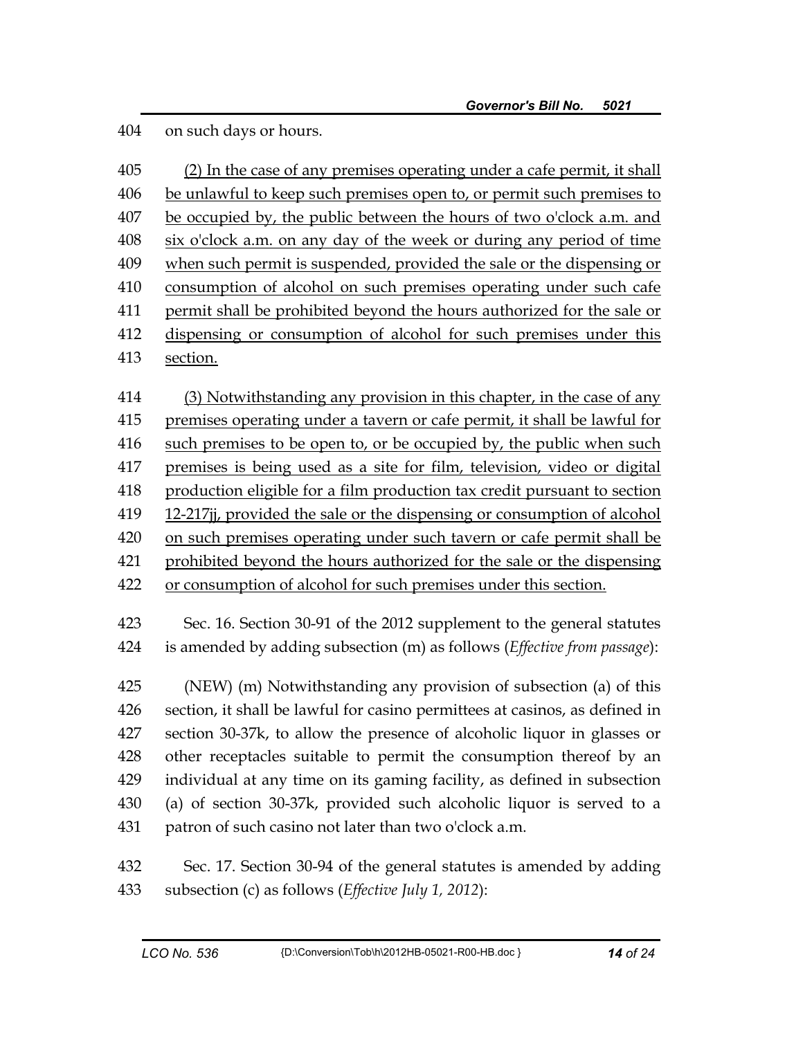on such days or hours.

<u>(2) In the case of any premises operating under a cafe permit, it shall be unlawful to keep such premises open to, or permit such premises to be occupied by, the public between the hours of two o'clock a.m. and six o'clock a.m. on any day of the week or during any period of time when such permit is suspended, provided the sale or the dispensing or consumption of alcohol on such premises operating under such cafe permit shall be prohibited beyond the hours authorized for the sale or dispensing or consumption of alcohol for such premises under this section.</u>

<u>(3) Notwithstanding any provision in this chapter, in the case of any premises operating under a tavern or cafe permit, it shall be lawful for such premises to be open to, or be occupied by, the public when such premises is being used as a site for film, television, video or digital production eligible for a film production tax credit pursuant to section 12-217jj, provided the sale or the dispensing or consumption of alcohol on such premises operating under such tavern or cafe permit shall be prohibited beyond the hours authorized for the sale or the dispensing or consumption of alcohol for such premises under this section.</u>

Sec. 16. Section 30-91 of the 2012 supplement to the general statutes is amended by adding subsection (m) as follows (*Effective from passage*):

(NEW) (m) Notwithstanding any provision of subsection (a) of this section, it shall be lawful for casino permittees at casinos, as defined in section 30-37k, to allow the presence of alcoholic liquor in glasses or other receptacles suitable to permit the consumption thereof by an individual at any time on its gaming facility, as defined in subsection (a) of section 30-37k, provided such alcoholic liquor is served to a patron of such casino not later than two o'clock a.m.

Sec. 17. Section 30-94 of the general statutes is amended by adding subsection (c) as follows (*Effective July 1, 2012*):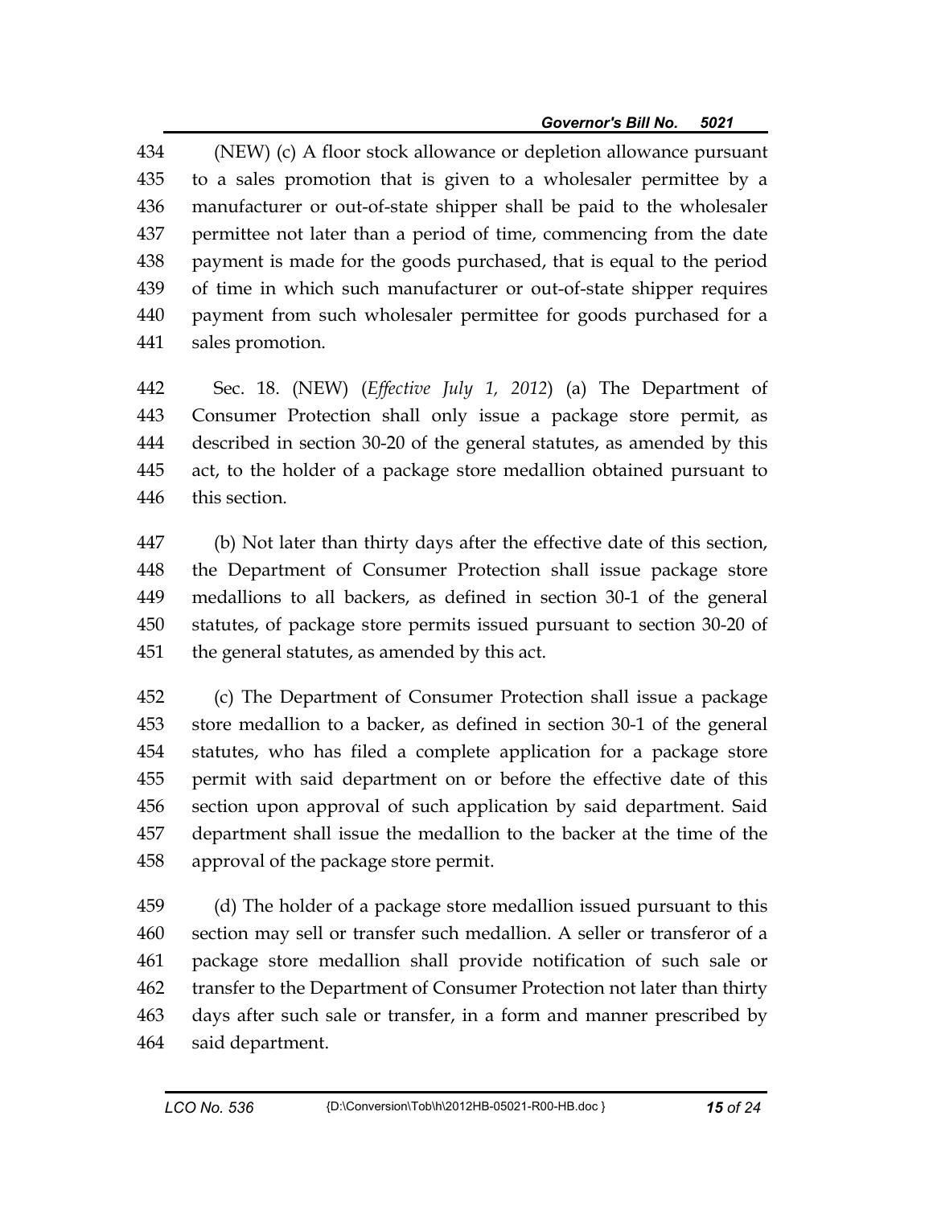(NEW) (c) A floor stock allowance or depletion allowance pursuant to a sales promotion that is given to a wholesaler permittee by a manufacturer or out-of-state shipper shall be paid to the wholesaler permittee not later than a period of time, commencing from the date payment is made for the goods purchased, that is equal to the period of time in which such manufacturer or out-of-state shipper requires payment from such wholesaler permittee for goods purchased for a sales promotion.

Sec. 18. (NEW) (*Effective July 1, 2012*) (a) The Department of Consumer Protection shall only issue a package store permit, as described in section 30-20 of the general statutes, as amended by this act, to the holder of a package store medallion obtained pursuant to this section.

(b) Not later than thirty days after the effective date of this section, the Department of Consumer Protection shall issue package store medallions to all backers, as defined in section 30-1 of the general statutes, of package store permits issued pursuant to section 30-20 of the general statutes, as amended by this act.

(c) The Department of Consumer Protection shall issue a package store medallion to a backer, as defined in section 30-1 of the general statutes, who has filed a complete application for a package store permit with said department on or before the effective date of this section upon approval of such application by said department. Said department shall issue the medallion to the backer at the time of the approval of the package store permit.

(d) The holder of a package store medallion issued pursuant to this section may sell or transfer such medallion. A seller or transferor of a package store medallion shall provide notification of such sale or transfer to the Department of Consumer Protection not later than thirty days after such sale or transfer, in a form and manner prescribed by said department.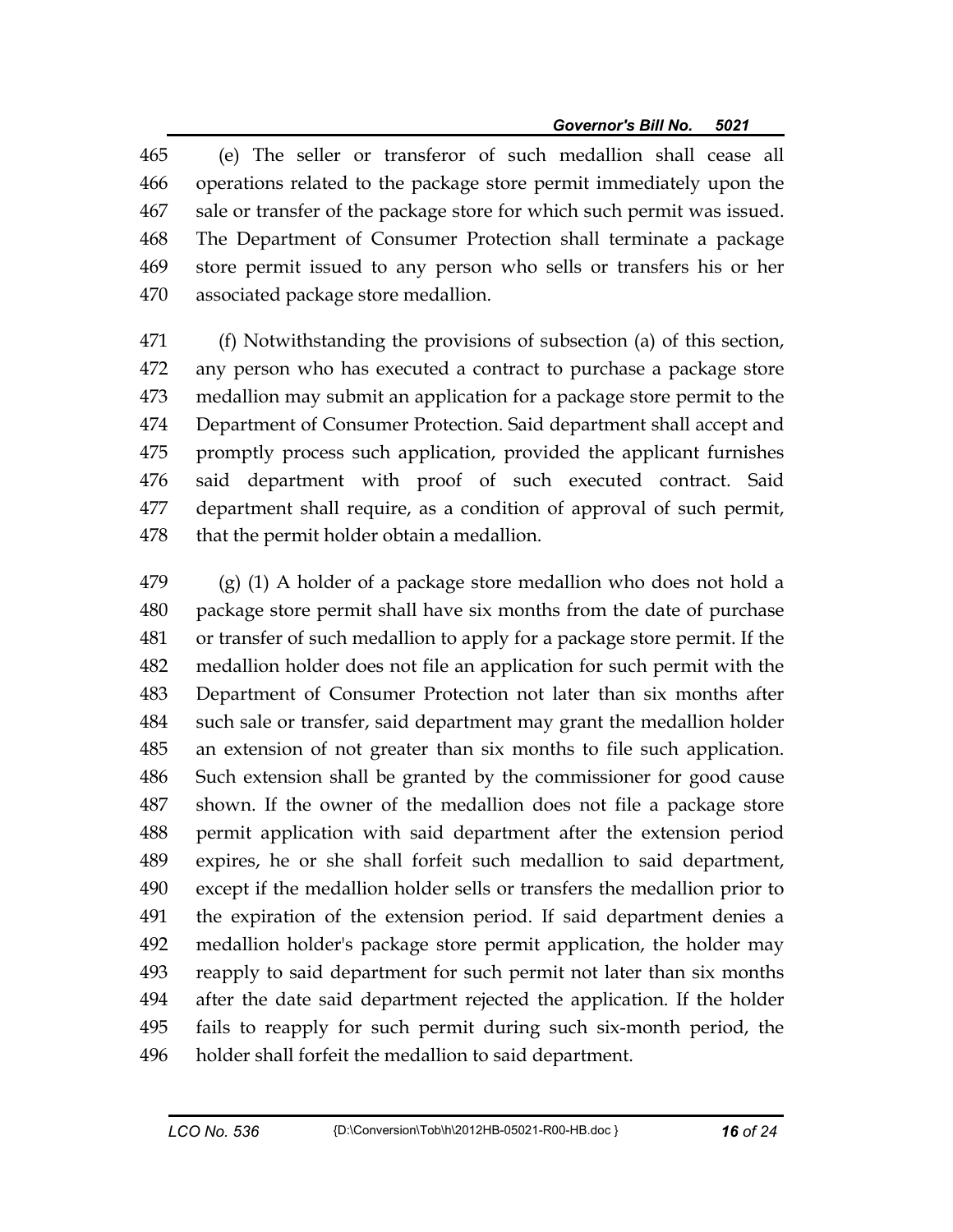(e) The seller or transferor of such medallion shall cease all operations related to the package store permit immediately upon the sale or transfer of the package store for which such permit was issued. The Department of Consumer Protection shall terminate a package store permit issued to any person who sells or transfers his or her associated package store medallion.

(f) Notwithstanding the provisions of subsection (a) of this section, any person who has executed a contract to purchase a package store medallion may submit an application for a package store permit to the Department of Consumer Protection. Said department shall accept and promptly process such application, provided the applicant furnishes said department with proof of such executed contract. Said department shall require, as a condition of approval of such permit, that the permit holder obtain a medallion.

(g) (1) A holder of a package store medallion who does not hold a package store permit shall have six months from the date of purchase or transfer of such medallion to apply for a package store permit. If the medallion holder does not file an application for such permit with the Department of Consumer Protection not later than six months after such sale or transfer, said department may grant the medallion holder an extension of not greater than six months to file such application. Such extension shall be granted by the commissioner for good cause shown. If the owner of the medallion does not file a package store permit application with said department after the extension period expires, he or she shall forfeit such medallion to said department, except if the medallion holder sells or transfers the medallion prior to the expiration of the extension period. If said department denies a medallion holder's package store permit application, the holder may reapply to said department for such permit not later than six months after the date said department rejected the application. If the holder fails to reapply for such permit during such six-month period, the holder shall forfeit the medallion to said department.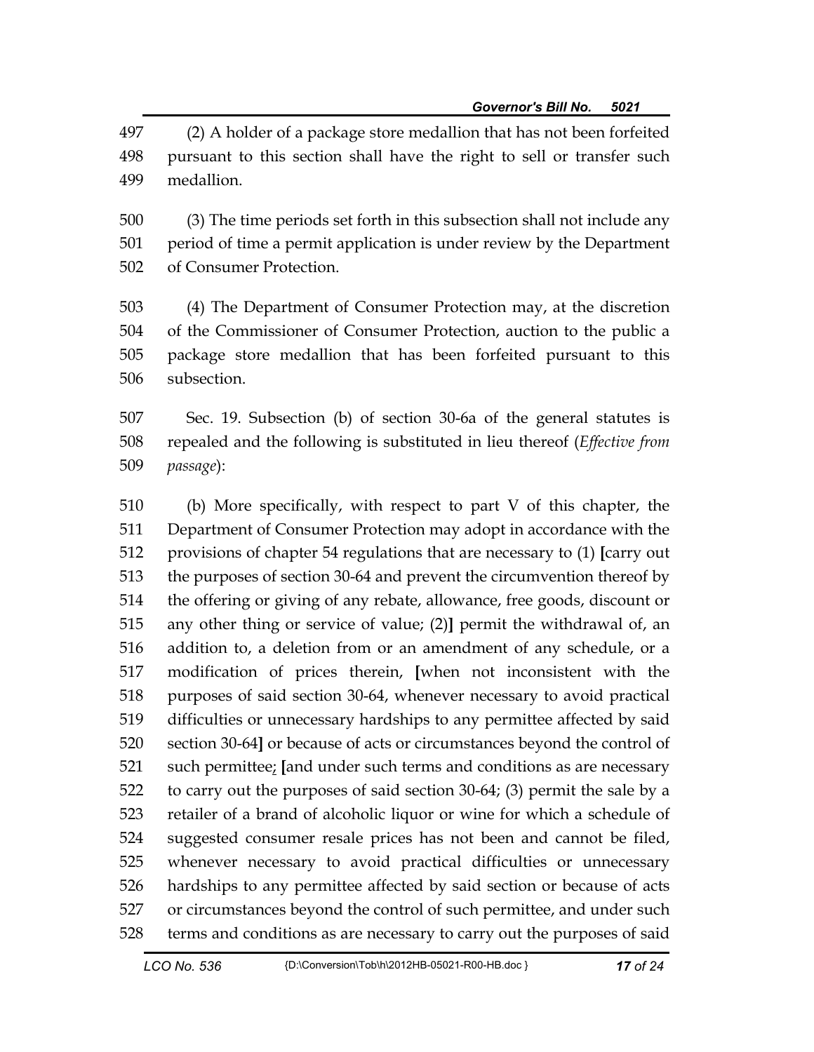(2) A holder of a package store medallion that has not been forfeited pursuant to this section shall have the right to sell or transfer such medallion.

(3) The time periods set forth in this subsection shall not include any period of time a permit application is under review by the Department of Consumer Protection.

(4) The Department of Consumer Protection may, at the discretion of the Commissioner of Consumer Protection, auction to the public a package store medallion that has been forfeited pursuant to this subsection.

Sec. 19. Subsection (b) of section 30-6a of the general statutes is repealed and the following is substituted in lieu thereof (*Effective from passage*):

(b) More specifically, with respect to part V of this chapter, the Department of Consumer Protection may adopt in accordance with the provisions of chapter 54 regulations that are necessary to (1) **[**carry out the purposes of section 30-64 and prevent the circumvention thereof by the offering or giving of any rebate, allowance, free goods, discount or any other thing or service of value; (2)**]** permit the withdrawal of, an addition to, a deletion from or an amendment of any schedule, or a modification of prices therein, **[**when not inconsistent with the purposes of said section 30-64, whenever necessary to avoid practical difficulties or unnecessary hardships to any permittee affected by said section 30-64**]** or because of acts or circumstances beyond the control of such permittee; **[**and under such terms and conditions as are necessary to carry out the purposes of said section 30-64; (3) permit the sale by a retailer of a brand of alcoholic liquor or wine for which a schedule of suggested consumer resale prices has not been and cannot be filed, whenever necessary to avoid practical difficulties or unnecessary hardships to any permittee affected by said section or because of acts or circumstances beyond the control of such permittee, and under such terms and conditions as are necessary to carry out the purposes of said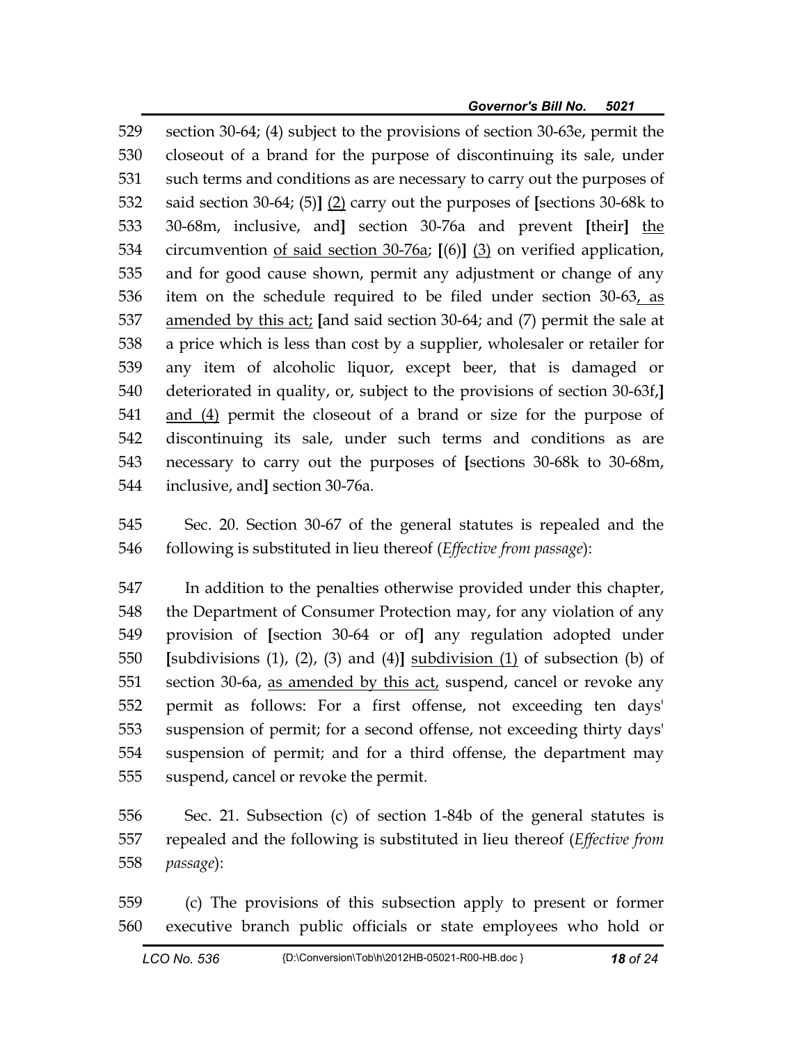529 section 30-64; (4) subject to the provisions of section 30-63e, permit the
530 closeout of a brand for the purpose of discontinuing its sale, under
531 such terms and conditions as are necessary to carry out the purposes of
532 said section 30-64; (5)] <u>(2)</u> carry out the purposes of [sections 30-68k to
533 30-68m, inclusive, and] section 30-76a and prevent [their] <u>the</u>
534 circumvention <u>of said section 30-76a</u>; [(6)] <u>(3)</u> on verified application,
535 and for good cause shown, permit any adjustment or change of any
536 item on the schedule required to be filed under section 30-63<u>, as</u>
537 <u>amended by this act;</u> [and said section 30-64; and (7) permit the sale at
538 a price which is less than cost by a supplier, wholesaler or retailer for
539 any item of alcoholic liquor, except beer, that is damaged or
540 deteriorated in quality, or, subject to the provisions of section 30-63f,]
541 <u>and (4)</u> permit the closeout of a brand or size for the purpose of
542 discontinuing its sale, under such terms and conditions as are
543 necessary to carry out the purposes of [sections 30-68k to 30-68m,
544 inclusive, and] section 30-76a.

545 Sec. 20. Section 30-67 of the general statutes is repealed and the
546 following is substituted in lieu thereof (*Effective from passage*):

547 In addition to the penalties otherwise provided under this chapter,
548 the Department of Consumer Protection may, for any violation of any
549 provision of [section 30-64 or of] any regulation adopted under
550 [subdivisions (1), (2), (3) and (4)] <u>subdivision (1)</u> of subsection (b) of
551 section 30-6a, <u>as amended by this act,</u> suspend, cancel or revoke any
552 permit as follows: For a first offense, not exceeding ten days'
553 suspension of permit; for a second offense, not exceeding thirty days'
554 suspension of permit; and for a third offense, the department may
555 suspend, cancel or revoke the permit.

556 Sec. 21. Subsection (c) of section 1-84b of the general statutes is
557 repealed and the following is substituted in lieu thereof (*Effective from*
558 *passage*):

559 (c) The provisions of this subsection apply to present or former
560 executive branch public officials or state employees who hold or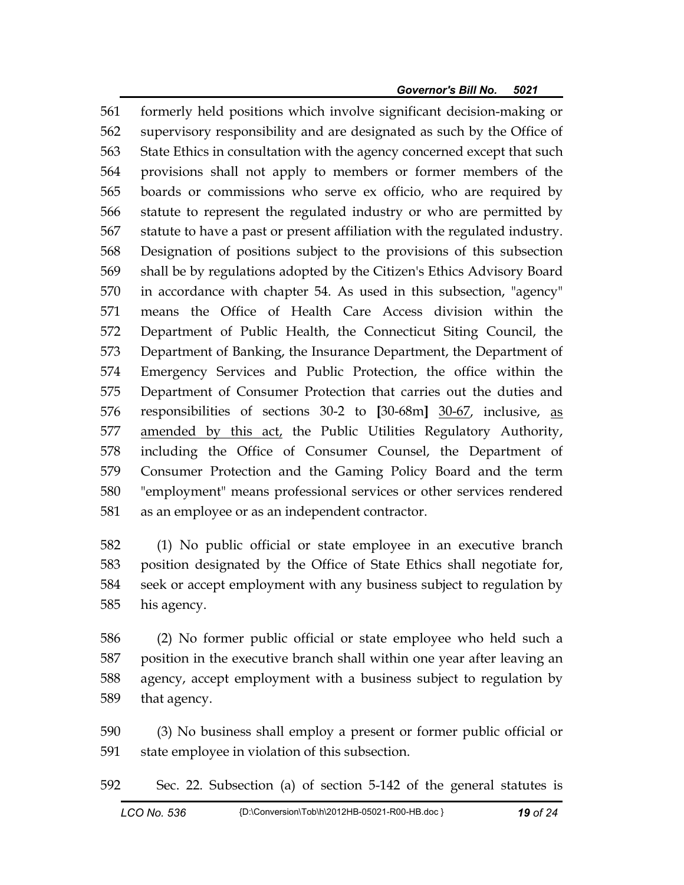formerly held positions which involve significant decision-making or supervisory responsibility and are designated as such by the Office of State Ethics in consultation with the agency concerned except that such provisions shall not apply to members or former members of the boards or commissions who serve ex officio, who are required by statute to represent the regulated industry or who are permitted by statute to have a past or present affiliation with the regulated industry. Designation of positions subject to the provisions of this subsection shall be by regulations adopted by the Citizen's Ethics Advisory Board in accordance with chapter 54. As used in this subsection, "agency" means the Office of Health Care Access division within the Department of Public Health, the Connecticut Siting Council, the Department of Banking, the Insurance Department, the Department of Emergency Services and Public Protection, the office within the Department of Consumer Protection that carries out the duties and responsibilities of sections 30-2 to [30-68m] <u>30-67</u>, inclusive, <u>as amended by this act,</u> the Public Utilities Regulatory Authority, including the Office of Consumer Counsel, the Department of Consumer Protection and the Gaming Policy Board and the term "employment" means professional services or other services rendered as an employee or as an independent contractor.

(1) No public official or state employee in an executive branch position designated by the Office of State Ethics shall negotiate for, seek or accept employment with any business subject to regulation by his agency.

(2) No former public official or state employee who held such a position in the executive branch shall within one year after leaving an agency, accept employment with a business subject to regulation by that agency.

(3) No business shall employ a present or former public official or state employee in violation of this subsection.

Sec. 22. Subsection (a) of section 5-142 of the general statutes is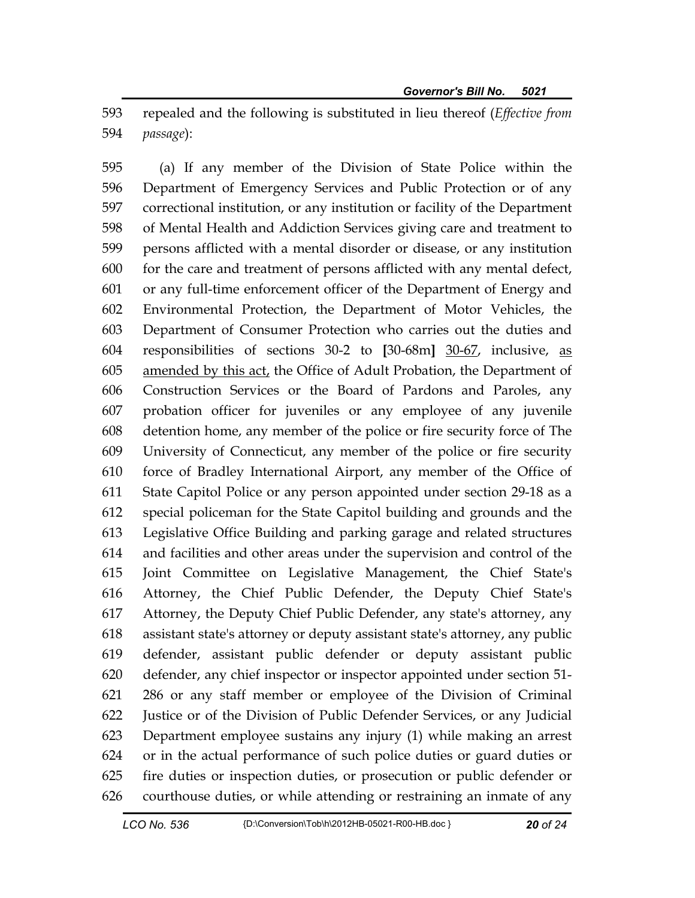repealed and the following is substituted in lieu thereof (*Effective from passage*):

(a) If any member of the Division of State Police within the Department of Emergency Services and Public Protection or of any correctional institution, or any institution or facility of the Department of Mental Health and Addiction Services giving care and treatment to persons afflicted with a mental disorder or disease, or any institution for the care and treatment of persons afflicted with any mental defect, or any full-time enforcement officer of the Department of Energy and Environmental Protection, the Department of Motor Vehicles, the Department of Consumer Protection who carries out the duties and responsibilities of sections 30-2 to **[**30-68m**]** <u>30-67</u>, inclusive, <u>as amended by this act,</u> the Office of Adult Probation, the Department of Construction Services or the Board of Pardons and Paroles, any probation officer for juveniles or any employee of any juvenile detention home, any member of the police or fire security force of The University of Connecticut, any member of the police or fire security force of Bradley International Airport, any member of the Office of State Capitol Police or any person appointed under section 29-18 as a special policeman for the State Capitol building and grounds and the Legislative Office Building and parking garage and related structures and facilities and other areas under the supervision and control of the Joint Committee on Legislative Management, the Chief State's Attorney, the Chief Public Defender, the Deputy Chief State's Attorney, the Deputy Chief Public Defender, any state's attorney, any assistant state's attorney or deputy assistant state's attorney, any public defender, assistant public defender or deputy assistant public defender, any chief inspector or inspector appointed under section 51-286 or any staff member or employee of the Division of Criminal Justice or of the Division of Public Defender Services, or any Judicial Department employee sustains any injury (1) while making an arrest or in the actual performance of such police duties or guard duties or fire duties or inspection duties, or prosecution or public defender or courthouse duties, or while attending or restraining an inmate of any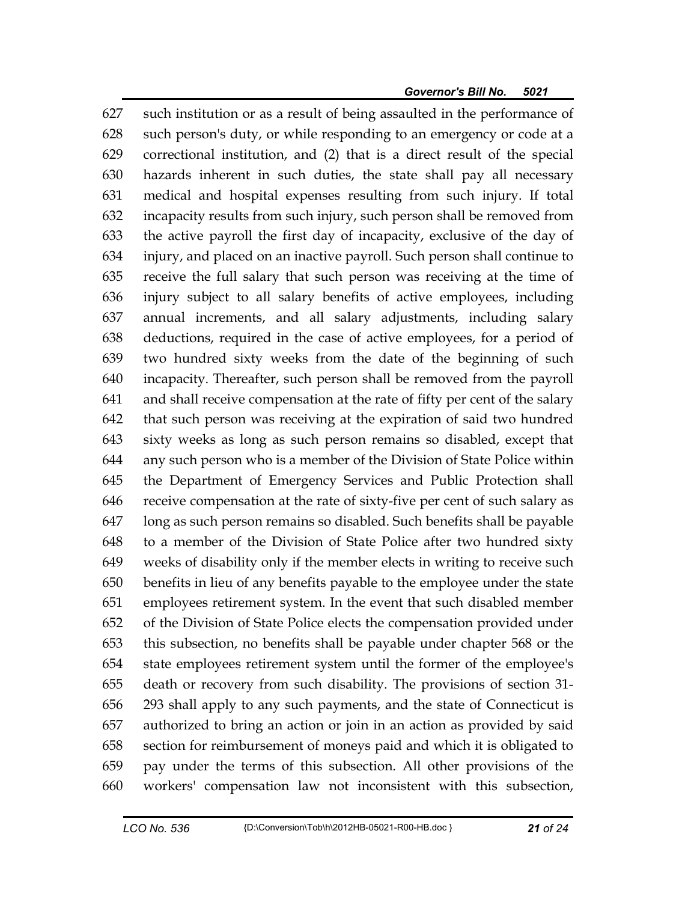627 such institution or as a result of being assaulted in the performance of
628 such person's duty, or while responding to an emergency or code at a
629 correctional institution, and (2) that is a direct result of the special
630 hazards inherent in such duties, the state shall pay all necessary
631 medical and hospital expenses resulting from such injury. If total
632 incapacity results from such injury, such person shall be removed from
633 the active payroll the first day of incapacity, exclusive of the day of
634 injury, and placed on an inactive payroll. Such person shall continue to
635 receive the full salary that such person was receiving at the time of
636 injury subject to all salary benefits of active employees, including
637 annual increments, and all salary adjustments, including salary
638 deductions, required in the case of active employees, for a period of
639 two hundred sixty weeks from the date of the beginning of such
640 incapacity. Thereafter, such person shall be removed from the payroll
641 and shall receive compensation at the rate of fifty per cent of the salary
642 that such person was receiving at the expiration of said two hundred
643 sixty weeks as long as such person remains so disabled, except that
644 any such person who is a member of the Division of State Police within
645 the Department of Emergency Services and Public Protection shall
646 receive compensation at the rate of sixty-five per cent of such salary as
647 long as such person remains so disabled. Such benefits shall be payable
648 to a member of the Division of State Police after two hundred sixty
649 weeks of disability only if the member elects in writing to receive such
650 benefits in lieu of any benefits payable to the employee under the state
651 employees retirement system. In the event that such disabled member
652 of the Division of State Police elects the compensation provided under
653 this subsection, no benefits shall be payable under chapter 568 or the
654 state employees retirement system until the former of the employee's
655 death or recovery from such disability. The provisions of section 31-
656 293 shall apply to any such payments, and the state of Connecticut is
657 authorized to bring an action or join in an action as provided by said
658 section for reimbursement of moneys paid and which it is obligated to
659 pay under the terms of this subsection. All other provisions of the
660 workers' compensation law not inconsistent with this subsection,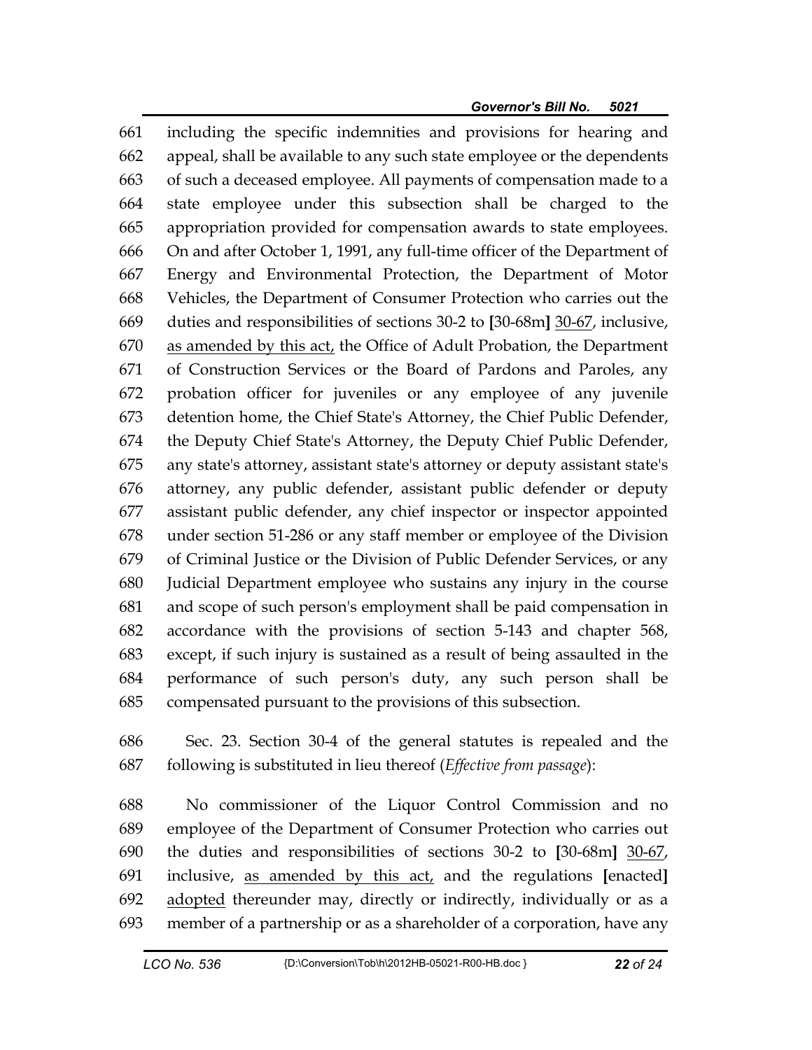661 including the specific indemnities and provisions for hearing and
662 appeal, shall be available to any such state employee or the dependents
663 of such a deceased employee. All payments of compensation made to a
664 state employee under this subsection shall be charged to the
665 appropriation provided for compensation awards to state employees.
666 On and after October 1, 1991, any full-time officer of the Department of
667 Energy and Environmental Protection, the Department of Motor
668 Vehicles, the Department of Consumer Protection who carries out the
669 duties and responsibilities of sections 30-2 to [30-68m] 30-67, inclusive,
670 as amended by this act, the Office of Adult Probation, the Department
671 of Construction Services or the Board of Pardons and Paroles, any
672 probation officer for juveniles or any employee of any juvenile
673 detention home, the Chief State's Attorney, the Chief Public Defender,
674 the Deputy Chief State's Attorney, the Deputy Chief Public Defender,
675 any state's attorney, assistant state's attorney or deputy assistant state's
676 attorney, any public defender, assistant public defender or deputy
677 assistant public defender, any chief inspector or inspector appointed
678 under section 51-286 or any staff member or employee of the Division
679 of Criminal Justice or the Division of Public Defender Services, or any
680 Judicial Department employee who sustains any injury in the course
681 and scope of such person's employment shall be paid compensation in
682 accordance with the provisions of section 5-143 and chapter 568,
683 except, if such injury is sustained as a result of being assaulted in the
684 performance of such person's duty, any such person shall be
685 compensated pursuant to the provisions of this subsection.

686 Sec. 23. Section 30-4 of the general statutes is repealed and the
687 following is substituted in lieu thereof (*Effective from passage*):

688 No commissioner of the Liquor Control Commission and no
689 employee of the Department of Consumer Protection who carries out
690 the duties and responsibilities of sections 30-2 to [30-68m] 30-67,
691 inclusive, as amended by this act, and the regulations [enacted]
692 adopted thereunder may, directly or indirectly, individually or as a
693 member of a partnership or as a shareholder of a corporation, have any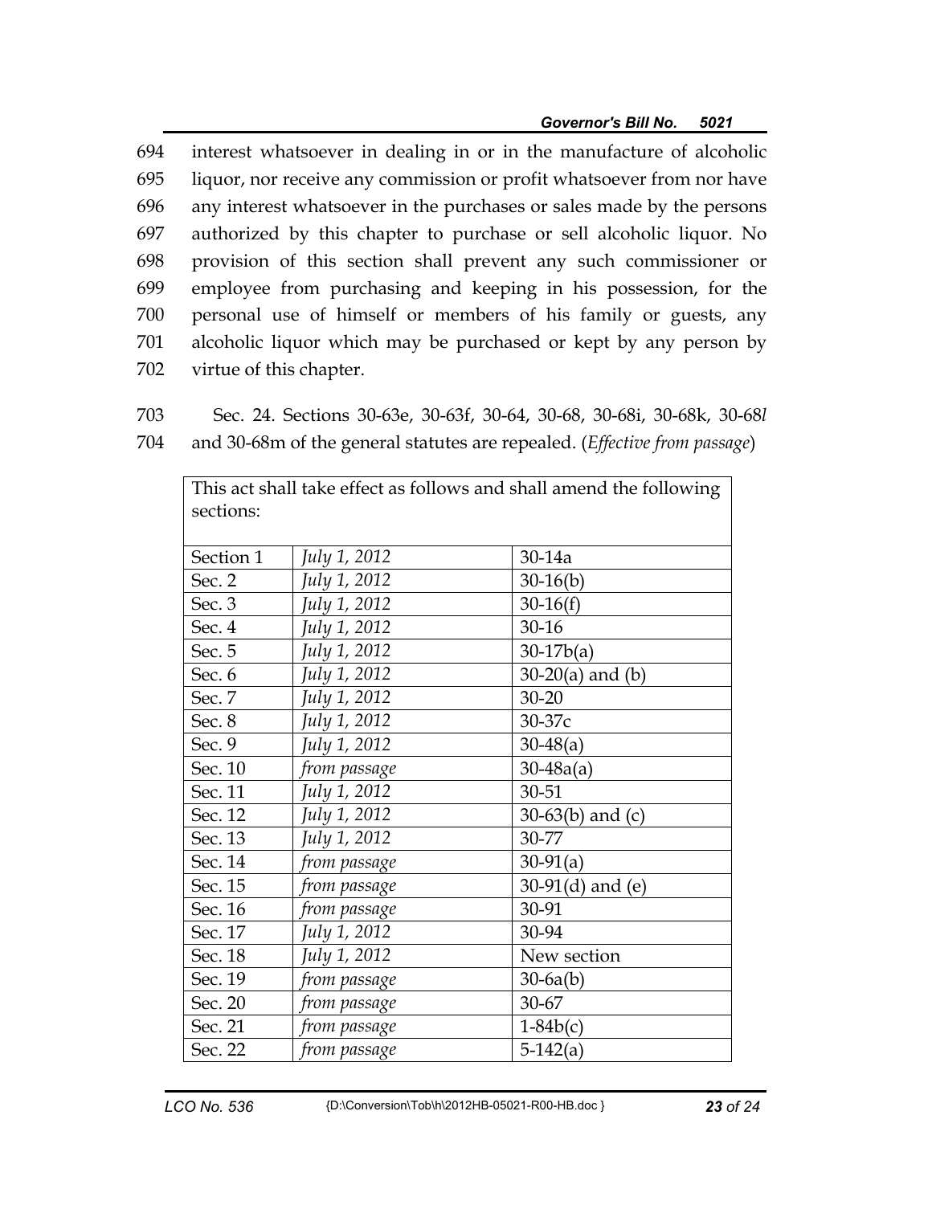694 interest whatsoever in dealing in or in the manufacture of alcoholic
695 liquor, nor receive any commission or profit whatsoever from nor have
696 any interest whatsoever in the purchases or sales made by the persons
697 authorized by this chapter to purchase or sell alcoholic liquor. No
698 provision of this section shall prevent any such commissioner or
699 employee from purchasing and keeping in his possession, for the
700 personal use of himself or members of his family or guests, any
701 alcoholic liquor which may be purchased or kept by any person by
702 virtue of this chapter.

703 Sec. 24. Sections 30-63e, 30-63f, 30-64, 30-68, 30-68i, 30-68k, 30-68*l*
704 and 30-68m of the general statutes are repealed. (*Effective from passage*)

| This act shall take effect as follows and shall amend the following sections: | | |
|---|---|---|
| Section 1 | *July 1, 2012* | 30-14a |
| Sec. 2 | *July 1, 2012* | 30-16(b) |
| Sec. 3 | *July 1, 2012* | 30-16(f) |
| Sec. 4 | *July 1, 2012* | 30-16 |
| Sec. 5 | *July 1, 2012* | 30-17b(a) |
| Sec. 6 | *July 1, 2012* | 30-20(a) and (b) |
| Sec. 7 | *July 1, 2012* | 30-20 |
| Sec. 8 | *July 1, 2012* | 30-37c |
| Sec. 9 | *July 1, 2012* | 30-48(a) |
| Sec. 10 | *from passage* | 30-48a(a) |
| Sec. 11 | *July 1, 2012* | 30-51 |
| Sec. 12 | *July 1, 2012* | 30-63(b) and (c) |
| Sec. 13 | *July 1, 2012* | 30-77 |
| Sec. 14 | *from passage* | 30-91(a) |
| Sec. 15 | *from passage* | 30-91(d) and (e) |
| Sec. 16 | *from passage* | 30-91 |
| Sec. 17 | *July 1, 2012* | 30-94 |
| Sec. 18 | *July 1, 2012* | New section |
| Sec. 19 | *from passage* | 30-6a(b) |
| Sec. 20 | *from passage* | 30-67 |
| Sec. 21 | *from passage* | 1-84b(c) |
| Sec. 22 | *from passage* | 5-142(a) |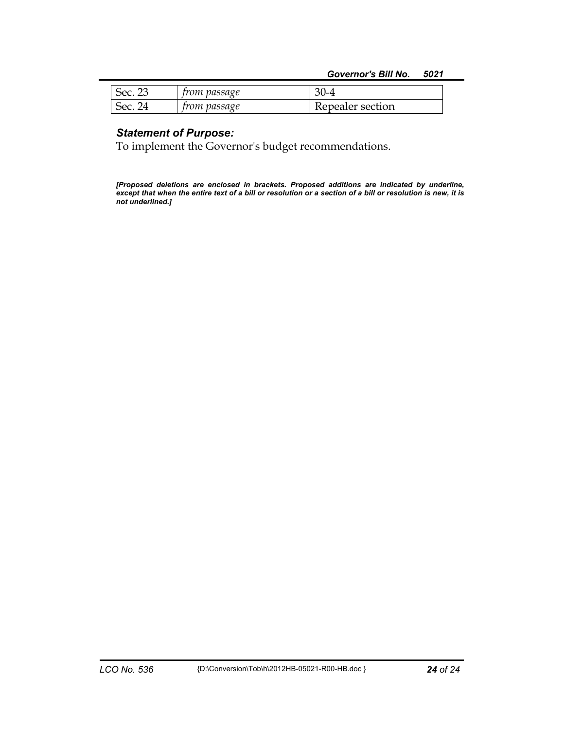| | | |
|---|---|---|
| Sec. 23 | *from passage* | 30-4 |
| Sec. 24 | *from passage* | Repealer section |

### *Statement of Purpose:*

To implement the Governor's budget recommendations.

***[Proposed deletions are enclosed in brackets. Proposed additions are indicated by underline, except that when the entire text of a bill or resolution or a section of a bill or resolution is new, it is not underlined.]***